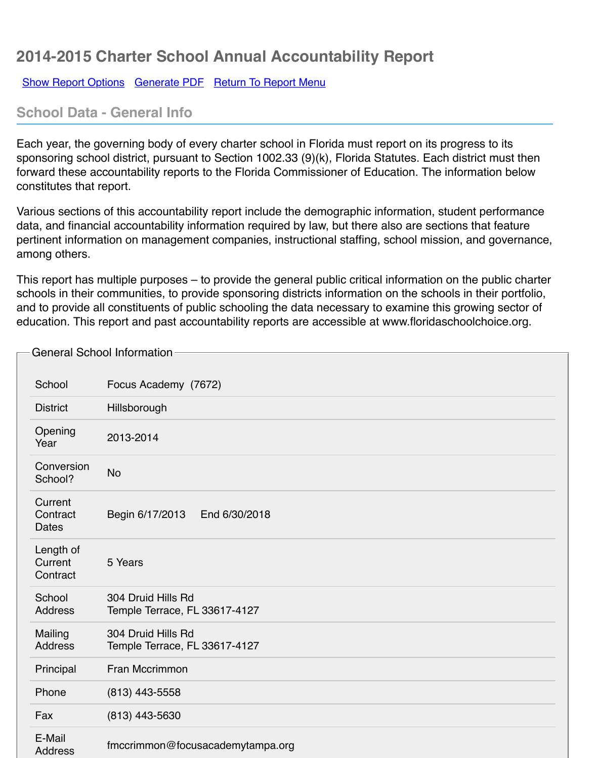# 2014-2015 Charter School Annual Accountability Report

Show Report Options   Generate PDF   Return To Report Menu

## School Data - General Info

Each year, the governing body of every charter school in Florida must report on its progress to its sponsoring school district, pursuant to Section 1002.33 (9)(k), Florida Statutes. Each district must then forward these accountability reports to the Florida Commissioner of Education. The information below constitutes that report.

Various sections of this accountability report include the demographic information, student performance data, and financial accountability information required by law, but there also are sections that feature pertinent information on management companies, instructional staffing, school mission, and governance, among others.

This report has multiple purposes – to provide the general public critical information on the public charter schools in their communities, to provide sponsoring districts information on the schools in their portfolio, and to provide all constituents of public schooling the data necessary to examine this growing sector of education. This report and past accountability reports are accessible at www.floridaschoolchoice.org.

### General School Information

| | |
|---|---|
| School | Focus Academy (7672) |
| District | Hillsborough |
| Opening Year | 2013-2014 |
| Conversion School? | No |
| Current Contract Dates | Begin 6/17/2013 End 6/30/2018 |
| Length of Current Contract | 5 Years |
| School Address | 304 Druid Hills Rd<br>Temple Terrace, FL 33617-4127 |
| Mailing Address | 304 Druid Hills Rd<br>Temple Terrace, FL 33617-4127 |
| Principal | Fran Mccrimmon |
| Phone | (813) 443-5558 |
| Fax | (813) 443-5630 |
| E-Mail Address | fmccrimmon@focusacademytampa.org |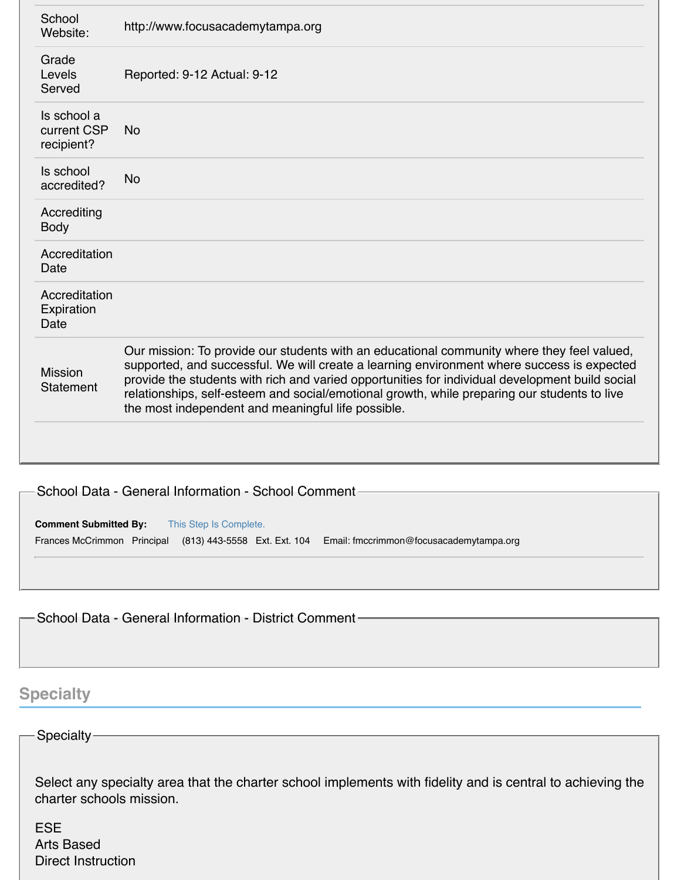| | |
|---|---|
| School Website: | http://www.focusacademytampa.org |
| Grade Levels Served | Reported: 9-12 Actual: 9-12 |
| Is school a current CSP recipient? | No |
| Is school accredited? | No |
| Accrediting Body | |
| Accreditation Date | |
| Accreditation Expiration Date | |
| Mission Statement | Our mission: To provide our students with an educational community where they feel valued, supported, and successful. We will create a learning environment where success is expected provide the students with rich and varied opportunities for individual development build social relationships, self-esteem and social/emotional growth, while preparing our students to live the most independent and meaningful life possible. |

### School Data - General Information - School Comment

**Comment Submitted By:** This Step Is Complete.

Frances McCrimmon Principal (813) 443-5558 Ext. Ext. 104 Email: fmccrimmon@focusacademytampa.org

### School Data - General Information - District Comment

## Specialty

### Specialty

Select any specialty area that the charter school implements with fidelity and is central to achieving the charter schools mission.

ESE
Arts Based
Direct Instruction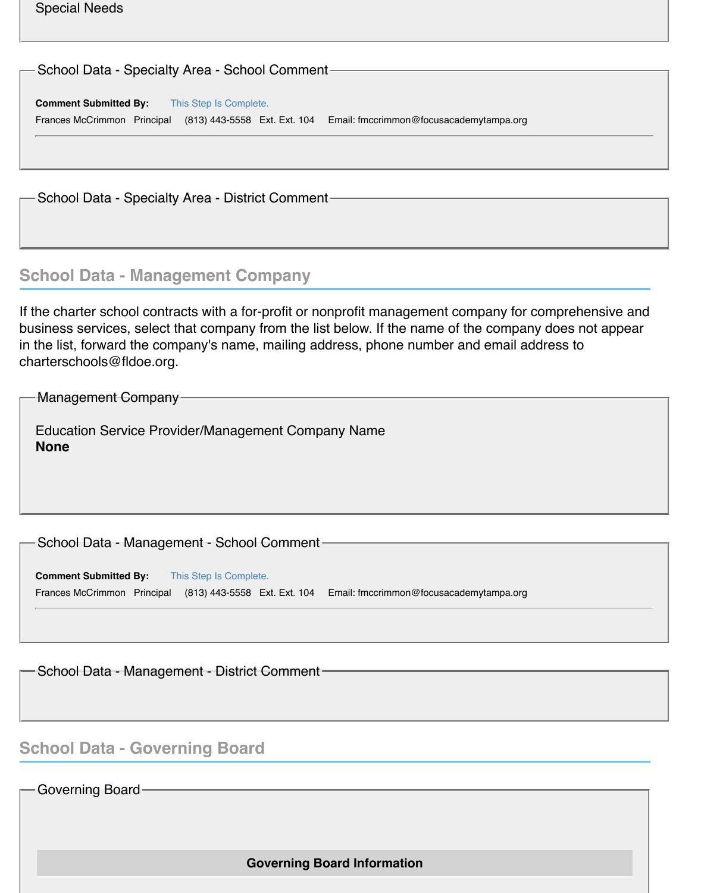Special Needs

### School Data - Specialty Area - School Comment

**Comment Submitted By:** This Step Is Complete.

Frances McCrimmon Principal (813) 443-5558 Ext. Ext. 104 Email: fmccrimmon@focusacademytampa.org

### School Data - Specialty Area - District Comment

## School Data - Management Company

If the charter school contracts with a for-profit or nonprofit management company for comprehensive and business services, select that company from the list below. If the name of the company does not appear in the list, forward the company's name, mailing address, phone number and email address to charterschools@fldoe.org.

### Management Company

Education Service Provider/Management Company Name
**None**

### School Data - Management - School Comment

**Comment Submitted By:** This Step Is Complete.

Frances McCrimmon Principal (813) 443-5558 Ext. Ext. 104 Email: fmccrimmon@focusacademytampa.org

### School Data - Management - District Comment

## School Data - Governing Board

### Governing Board

**Governing Board Information**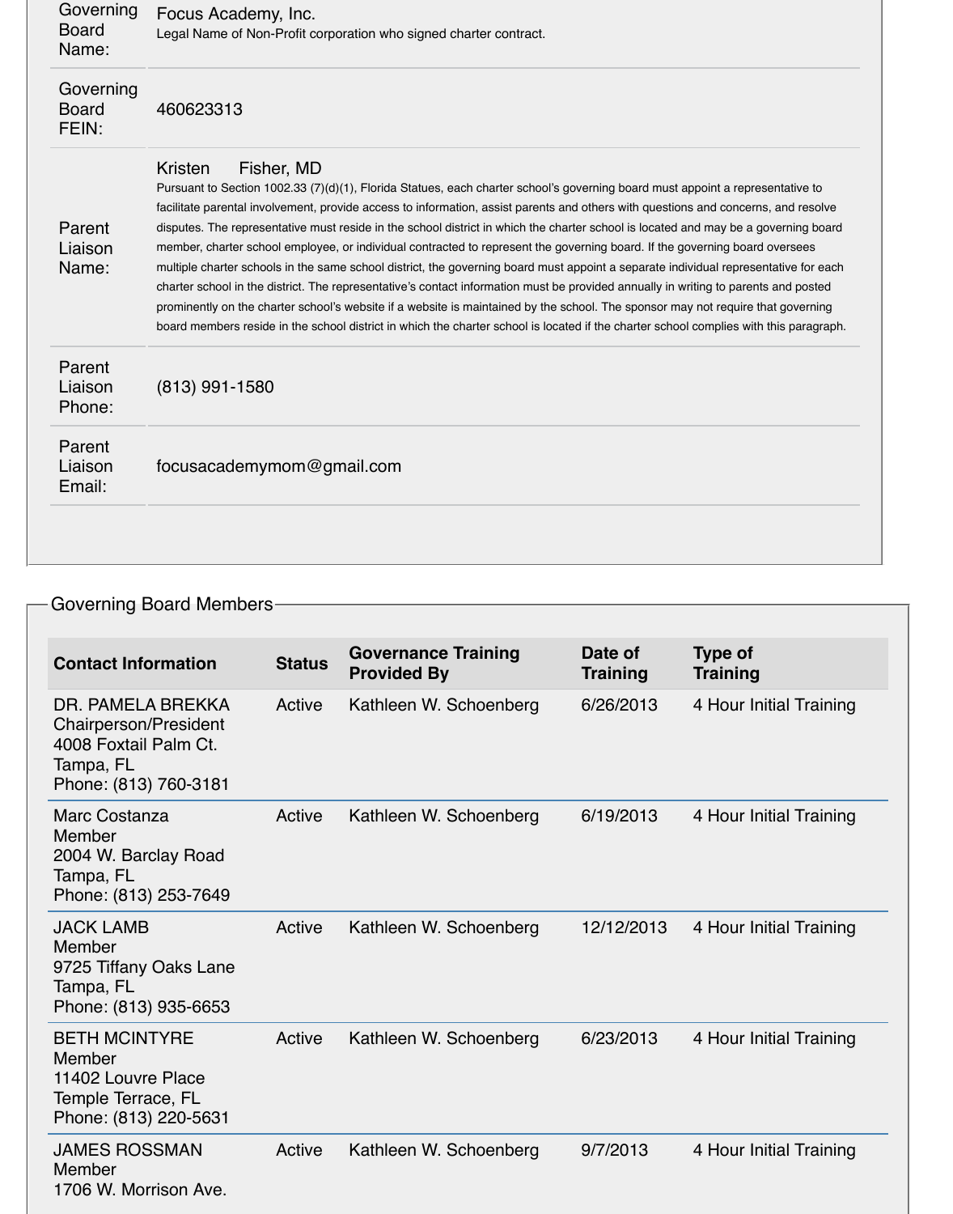| | |
|---|---|
| Governing Board Name: | Focus Academy, Inc.<br>Legal Name of Non-Profit corporation who signed charter contract. |
| Governing Board FEIN: | 460623313 |
| Parent Liaison Name: | Kristen Fisher, MD<br>Pursuant to Section 1002.33 (7)(d)(1), Florida Statues, each charter school's governing board must appoint a representative to facilitate parental involvement, provide access to information, assist parents and others with questions and concerns, and resolve disputes. The representative must reside in the school district in which the charter school is located and may be a governing board member, charter school employee, or individual contracted to represent the governing board. If the governing board oversees multiple charter schools in the same school district, the governing board must appoint a separate individual representative for each charter school in the district. The representative's contact information must be provided annually in writing to parents and posted prominently on the charter school's website if a website is maintained by the school. The sponsor may not require that governing board members reside in the school district in which the charter school is located if the charter school complies with this paragraph. |
| Parent Liaison Phone: | (813) 991-1580 |
| Parent Liaison Email: | focusacademymom@gmail.com |

## Governing Board Members

| Contact Information | Status | Governance Training Provided By | Date of Training | Type of Training |
|---|---|---|---|---|
| DR. PAMELA BREKKA<br>Chairperson/President<br>4008 Foxtail Palm Ct.<br>Tampa, FL<br>Phone: (813) 760-3181 | Active | Kathleen W. Schoenberg | 6/26/2013 | 4 Hour Initial Training |
| Marc Costanza<br>Member<br>2004 W. Barclay Road<br>Tampa, FL<br>Phone: (813) 253-7649 | Active | Kathleen W. Schoenberg | 6/19/2013 | 4 Hour Initial Training |
| JACK LAMB<br>Member<br>9725 Tiffany Oaks Lane<br>Tampa, FL<br>Phone: (813) 935-6653 | Active | Kathleen W. Schoenberg | 12/12/2013 | 4 Hour Initial Training |
| BETH MCINTYRE<br>Member<br>11402 Louvre Place<br>Temple Terrace, FL<br>Phone: (813) 220-5631 | Active | Kathleen W. Schoenberg | 6/23/2013 | 4 Hour Initial Training |
| JAMES ROSSMAN<br>Member<br>1706 W. Morrison Ave. | Active | Kathleen W. Schoenberg | 9/7/2013 | 4 Hour Initial Training |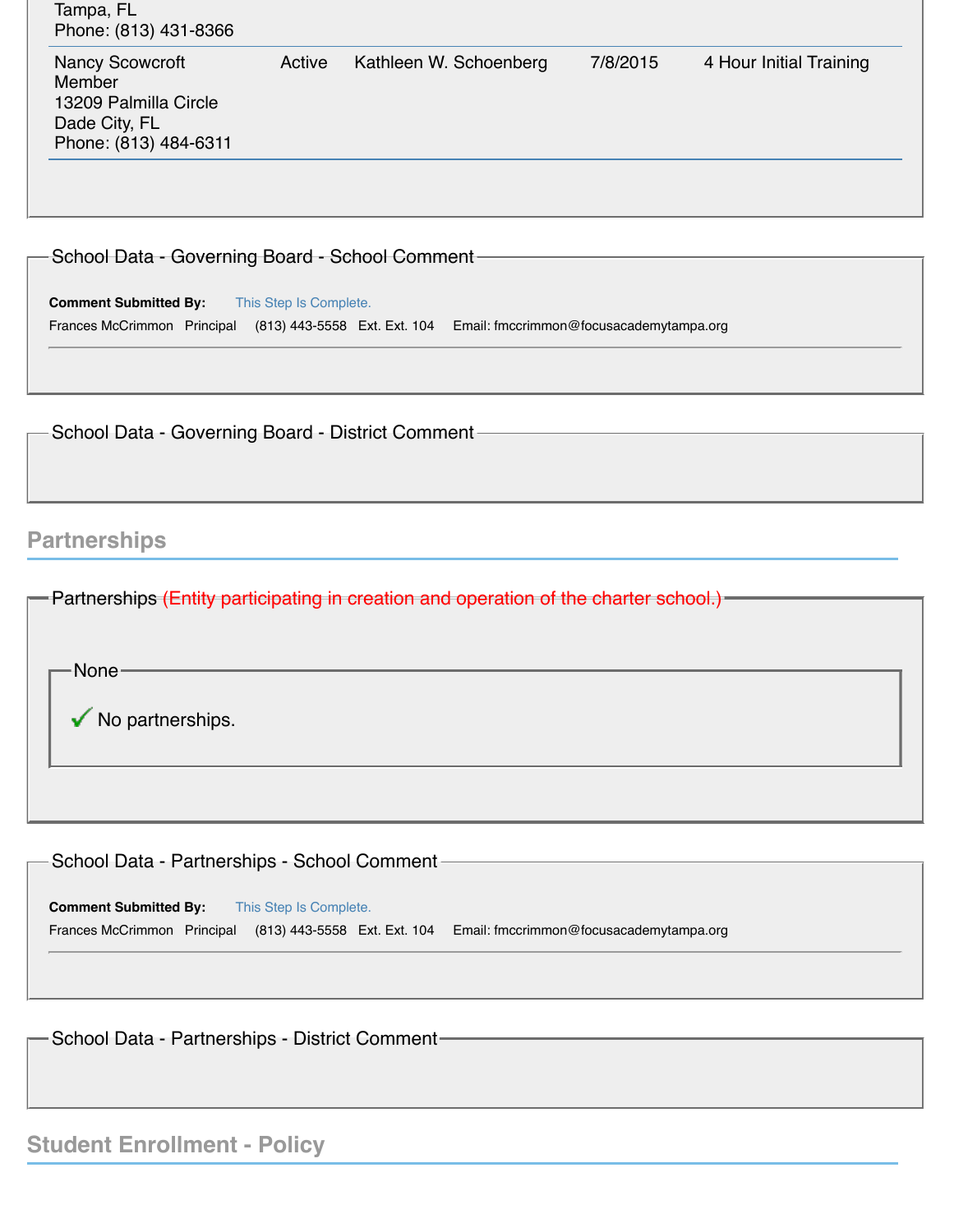Tampa, FL
Phone: (813) 431-8366

| | | | | |
|---|---|---|---|---|
| Nancy Scowcroft<br>Member<br>13209 Palmilla Circle<br>Dade City, FL<br>Phone: (813) 484-6311 | Active | Kathleen W. Schoenberg | 7/8/2015 | 4 Hour Initial Training |

### School Data - Governing Board - School Comment

**Comment Submitted By:** This Step Is Complete.

Frances McCrimmon Principal (813) 443-5558 Ext. Ext. 104 Email: fmccrimmon@focusacademytampa.org

### School Data - Governing Board - District Comment

## Partnerships

### Partnerships (Entity participating in creation and operation of the charter school.)

#### None

✓ No partnerships.

### School Data - Partnerships - School Comment

**Comment Submitted By:** This Step Is Complete.

Frances McCrimmon Principal (813) 443-5558 Ext. Ext. 104 Email: fmccrimmon@focusacademytampa.org

### School Data - Partnerships - District Comment

## Student Enrollment - Policy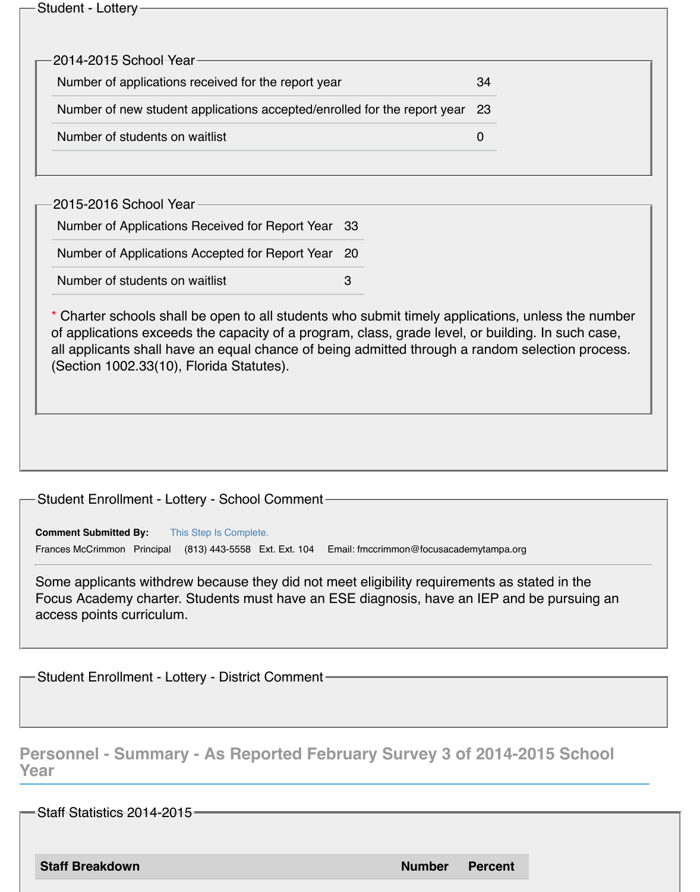## Student - Lottery

### 2014-2015 School Year

| | |
|---|---|
| Number of applications received for the report year | 34 |
| Number of new student applications accepted/enrolled for the report year | 23 |
| Number of students on waitlist | 0 |

### 2015-2016 School Year

| | |
|---|---|
| Number of Applications Received for Report Year | 33 |
| Number of Applications Accepted for Report Year | 20 |
| Number of students on waitlist | 3 |

* Charter schools shall be open to all students who submit timely applications, unless the number of applications exceeds the capacity of a program, class, grade level, or building. In such case, all applicants shall have an equal chance of being admitted through a random selection process. (Section 1002.33(10), Florida Statutes).

## Student Enrollment - Lottery - School Comment

**Comment Submitted By:** This Step Is Complete.

Frances McCrimmon Principal (813) 443-5558 Ext. Ext. 104 Email: fmccrimmon@focusacademytampa.org

Some applicants withdrew because they did not meet eligibility requirements as stated in the Focus Academy charter. Students must have an ESE diagnosis, have an IEP and be pursuing an access points curriculum.

## Student Enrollment - Lottery - District Comment

# Personnel - Summary - As Reported February Survey 3 of 2014-2015 School Year

## Staff Statistics 2014-2015

| Staff Breakdown | Number | Percent |
|---|---|---|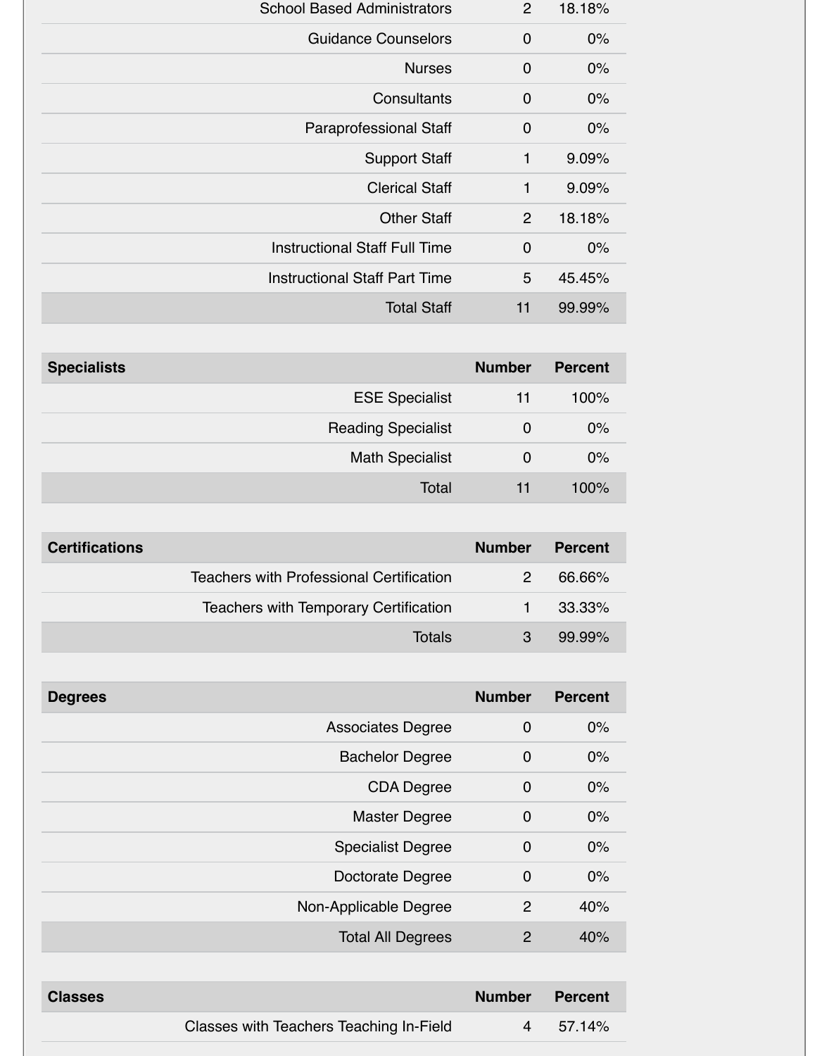| | Number | Percent |
|---|---|---|
| School Based Administrators | 2 | 18.18% |
| Guidance Counselors | 0 | 0% |
| Nurses | 0 | 0% |
| Consultants | 0 | 0% |
| Paraprofessional Staff | 0 | 0% |
| Support Staff | 1 | 9.09% |
| Clerical Staff | 1 | 9.09% |
| Other Staff | 2 | 18.18% |
| Instructional Staff Full Time | 0 | 0% |
| Instructional Staff Part Time | 5 | 45.45% |
| Total Staff | 11 | 99.99% |

| Specialists | Number | Percent |
|---|---|---|
| ESE Specialist | 11 | 100% |
| Reading Specialist | 0 | 0% |
| Math Specialist | 0 | 0% |
| Total | 11 | 100% |

| Certifications | Number | Percent |
|---|---|---|
| Teachers with Professional Certification | 2 | 66.66% |
| Teachers with Temporary Certification | 1 | 33.33% |
| Totals | 3 | 99.99% |

| Degrees | Number | Percent |
|---|---|---|
| Associates Degree | 0 | 0% |
| Bachelor Degree | 0 | 0% |
| CDA Degree | 0 | 0% |
| Master Degree | 0 | 0% |
| Specialist Degree | 0 | 0% |
| Doctorate Degree | 0 | 0% |
| Non-Applicable Degree | 2 | 40% |
| Total All Degrees | 2 | 40% |

| Classes | Number | Percent |
|---|---|---|
| Classes with Teachers Teaching In-Field | 4 | 57.14% |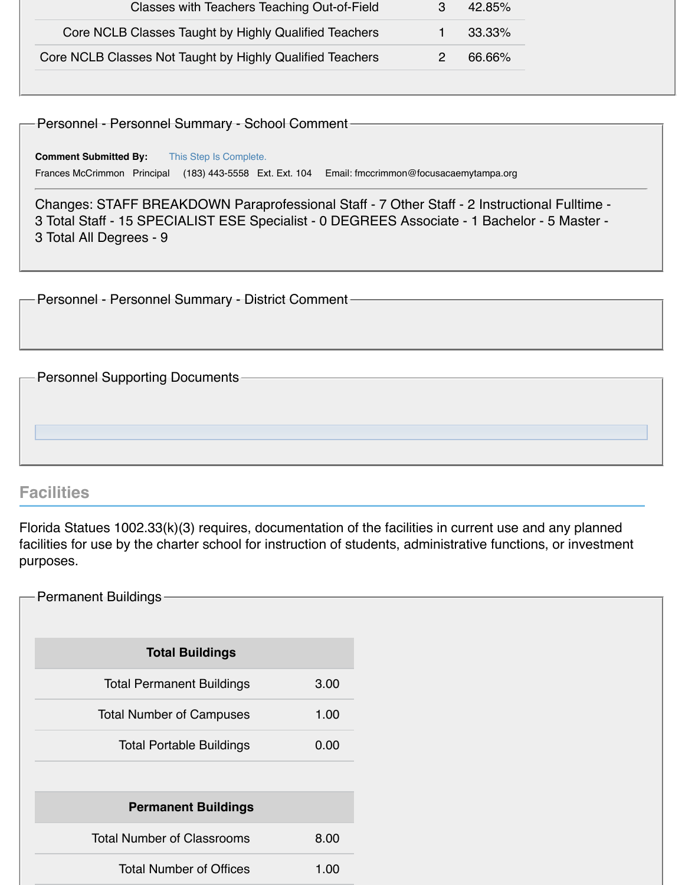| | | |
|---|---|---|
| Classes with Teachers Teaching Out-of-Field | 3 | 42.85% |
| Core NCLB Classes Taught by Highly Qualified Teachers | 1 | 33.33% |
| Core NCLB Classes Not Taught by Highly Qualified Teachers | 2 | 66.66% |

### Personnel - Personnel Summary - School Comment

**Comment Submitted By:** This Step Is Complete.

Frances McCrimmon Principal (183) 443-5558 Ext. Ext. 104 Email: fmccrimmon@focusacaemytampa.org

Changes: STAFF BREAKDOWN Paraprofessional Staff - 7 Other Staff - 2 Instructional Fulltime - 3 Total Staff - 15 SPECIALIST ESE Specialist - 0 DEGREES Associate - 1 Bachelor - 5 Master - 3 Total All Degrees - 9

### Personnel - Personnel Summary - District Comment

### Personnel Supporting Documents

## Facilities

Florida Statues 1002.33(k)(3) requires, documentation of the facilities in current use and any planned facilities for use by the charter school for instruction of students, administrative functions, or investment purposes.

### Permanent Buildings

| Total Buildings | |
|---|---|
| Total Permanent Buildings | 3.00 |
| Total Number of Campuses | 1.00 |
| Total Portable Buildings | 0.00 |

| Permanent Buildings | |
|---|---|
| Total Number of Classrooms | 8.00 |
| Total Number of Offices | 1.00 |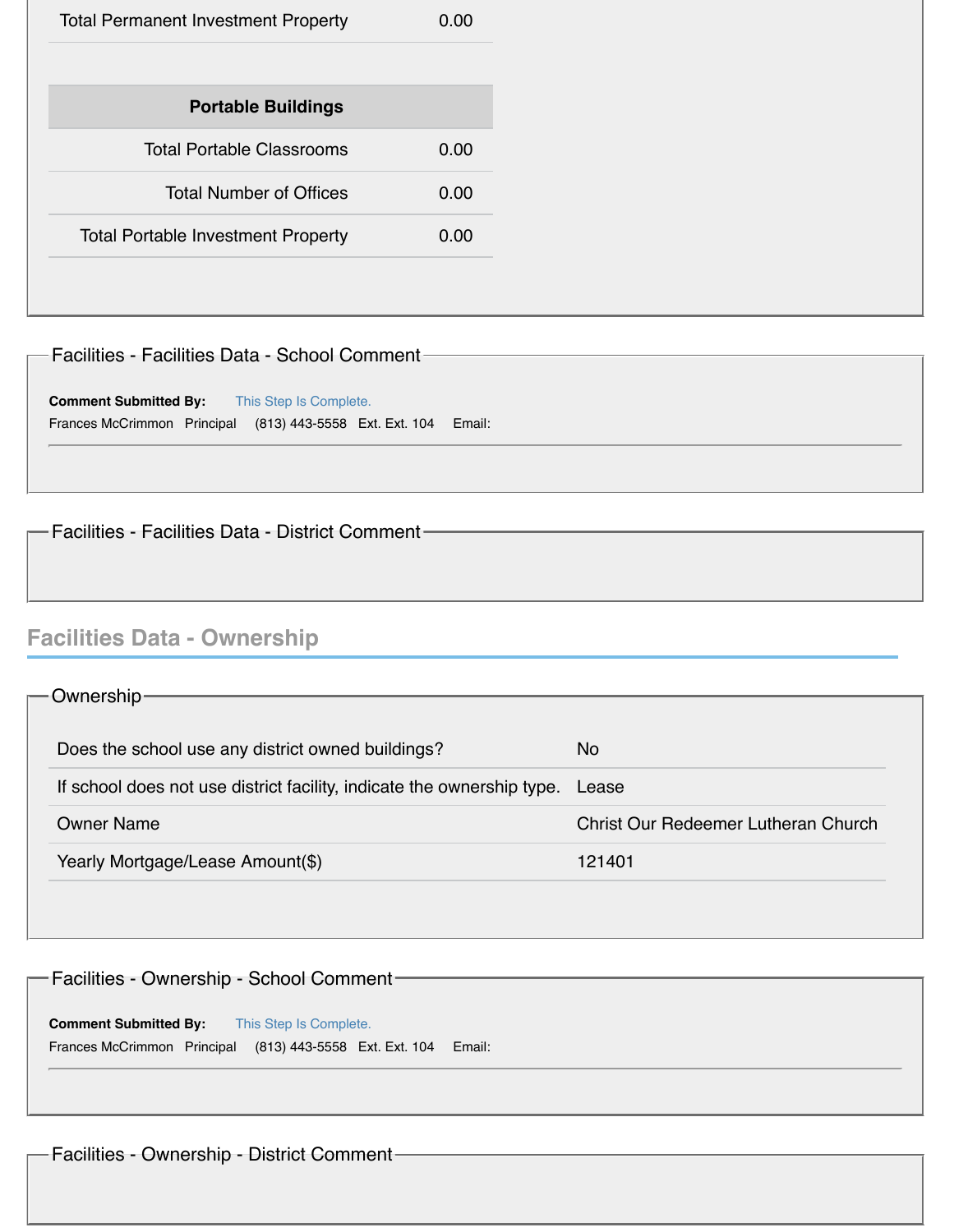| | |
|---|---|
| Total Permanent Investment Property | 0.00 |

| Portable Buildings | |
|---|---|
| Total Portable Classrooms | 0.00 |
| Total Number of Offices | 0.00 |
| Total Portable Investment Property | 0.00 |

### Facilities - Facilities Data - School Comment

**Comment Submitted By:** This Step Is Complete.

Frances McCrimmon Principal (813) 443-5558 Ext. Ext. 104 Email:

### Facilities - Facilities Data - District Comment

## Facilities Data - Ownership

### Ownership

| | |
|---|---|
| Does the school use any district owned buildings? | No |
| If school does not use district facility, indicate the ownership type. | Lease |
| Owner Name | Christ Our Redeemer Lutheran Church |
| Yearly Mortgage/Lease Amount($) | 121401 |

### Facilities - Ownership - School Comment

**Comment Submitted By:** This Step Is Complete.

Frances McCrimmon Principal (813) 443-5558 Ext. Ext. 104 Email:

### Facilities - Ownership - District Comment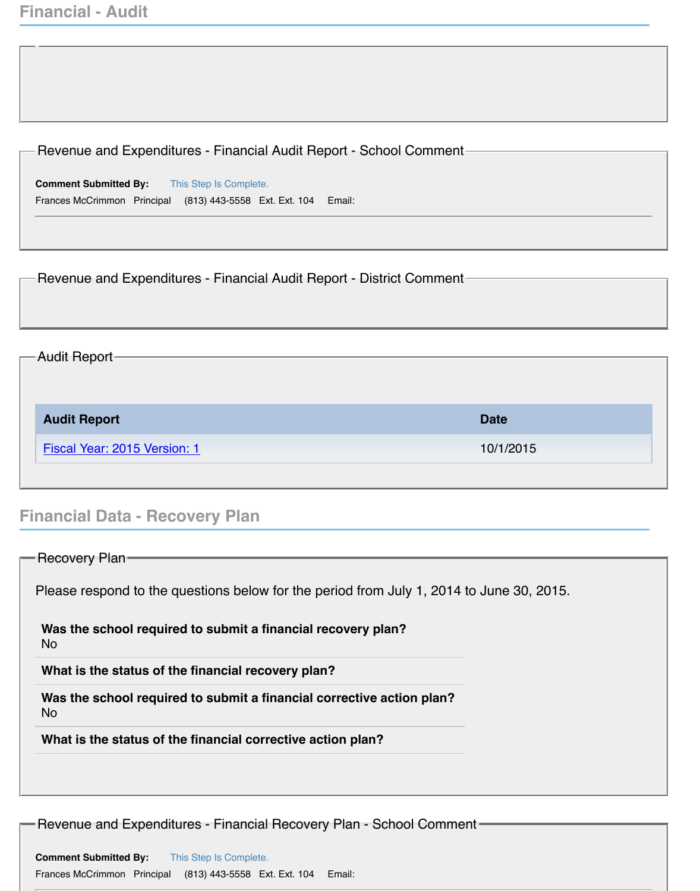## Financial - Audit

### Revenue and Expenditures - Financial Audit Report - School Comment

**Comment Submitted By:** This Step Is Complete.

Frances McCrimmon Principal (813) 443-5558 Ext. Ext. 104 Email:

### Revenue and Expenditures - Financial Audit Report - District Comment

### Audit Report

| Audit Report | Date |
|---|---|
| Fiscal Year: 2015 Version: 1 | 10/1/2015 |

## Financial Data - Recovery Plan

### Recovery Plan

Please respond to the questions below for the period from July 1, 2014 to June 30, 2015.

**Was the school required to submit a financial recovery plan?**
No

**What is the status of the financial recovery plan?**

**Was the school required to submit a financial corrective action plan?**
No

**What is the status of the financial corrective action plan?**

### Revenue and Expenditures - Financial Recovery Plan - School Comment

**Comment Submitted By:** This Step Is Complete.

Frances McCrimmon Principal (813) 443-5558 Ext. Ext. 104 Email: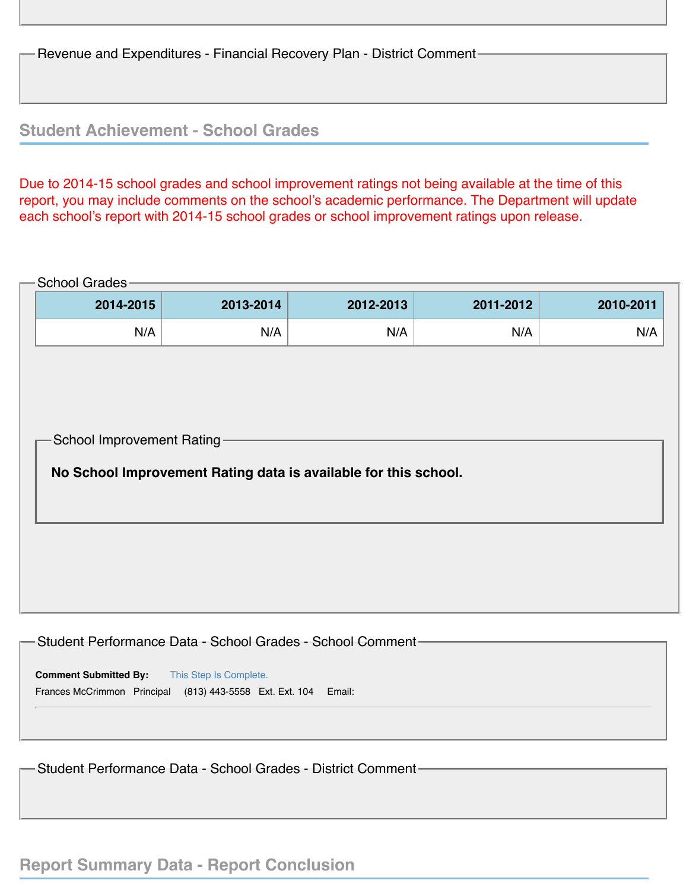### Revenue and Expenditures - Financial Recovery Plan - District Comment

## Student Achievement - School Grades

Due to 2014-15 school grades and school improvement ratings not being available at the time of this report, you may include comments on the school's academic performance. The Department will update each school's report with 2014-15 school grades or school improvement ratings upon release.

### School Grades

| 2014-2015 | 2013-2014 | 2012-2013 | 2011-2012 | 2010-2011 |
|---|---|---|---|---|
| N/A | N/A | N/A | N/A | N/A |

### School Improvement Rating

**No School Improvement Rating data is available for this school.**

### Student Performance Data - School Grades - School Comment

**Comment Submitted By:** This Step Is Complete.

Frances McCrimmon Principal (813) 443-5558 Ext. Ext. 104 Email:

### Student Performance Data - School Grades - District Comment

## Report Summary Data - Report Conclusion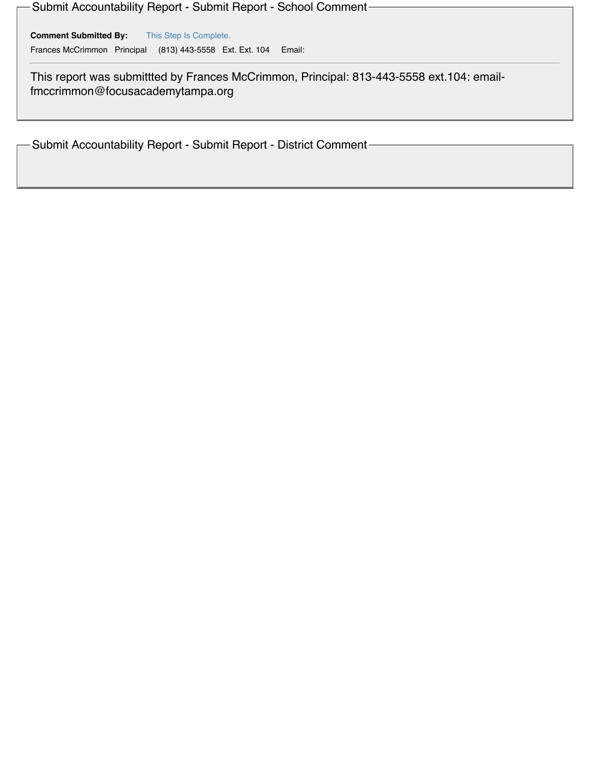## Submit Accountability Report - Submit Report - School Comment

**Comment Submitted By:** This Step Is Complete.

Frances McCrimmon Principal (813) 443-5558 Ext. Ext. 104 Email:

---

This report was submittted by Frances McCrimmon, Principal: 813-443-5558 ext.104: email-fmccrimmon@focusacademytampa.org

## Submit Accountability Report - Submit Report - District Comment